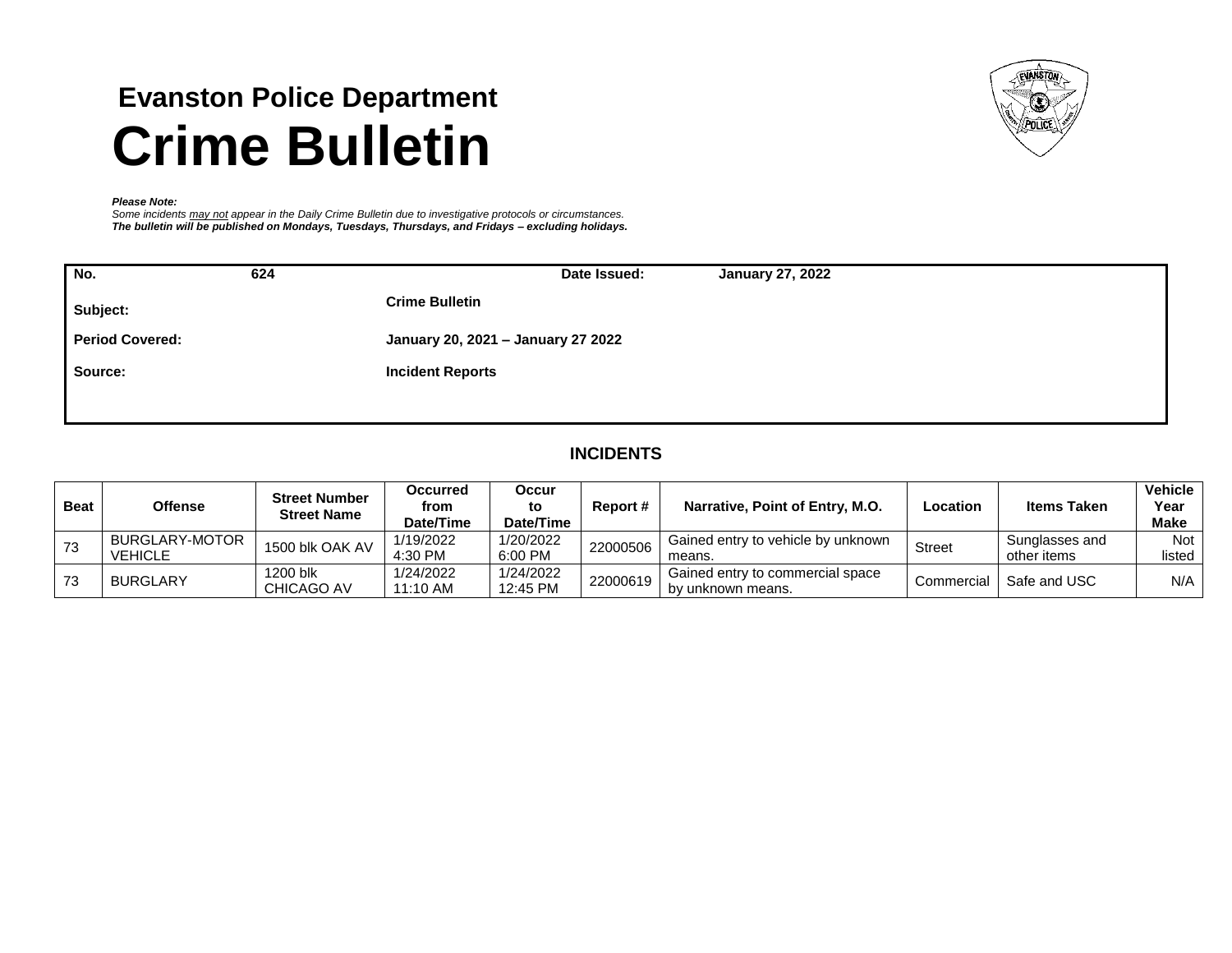### Evanston Police Department

# Crime Bulletin

***Please Note:***
*Some incidents may not appear in the Daily Crime Bulletin due to investigative protocols or circumstances.*
***The bulletin will be published on Mondays, Tuesdays, Thursdays, and Fridays – excluding holidays.***

| | | | |
|---|---|---|---|
| **No.** | **624** | **Date Issued:** | **January 27, 2022** |
| **Subject:** | **Crime Bulletin** | | |
| **Period Covered:** | **January 20, 2021 – January 27 2022** | | |
| **Source:** | **Incident Reports** | | |

## INCIDENTS

| Beat | Offense | Street Number Street Name | Occurred from Date/Time | Occur to Date/Time | Report # | Narrative, Point of Entry, M.O. | Location | Items Taken | Vehicle Year Make |
|---|---|---|---|---|---|---|---|---|---|
| 73 | BURGLARY-MOTOR VEHICLE | 1500 blk OAK AV | 1/19/2022 4:30 PM | 1/20/2022 6:00 PM | 22000506 | Gained entry to vehicle by unknown means. | Street | Sunglasses and other items | Not listed |
| 73 | BURGLARY | 1200 blk CHICAGO AV | 1/24/2022 11:10 AM | 1/24/2022 12:45 PM | 22000619 | Gained entry to commercial space by unknown means. | Commercial | Safe and USC | N/A |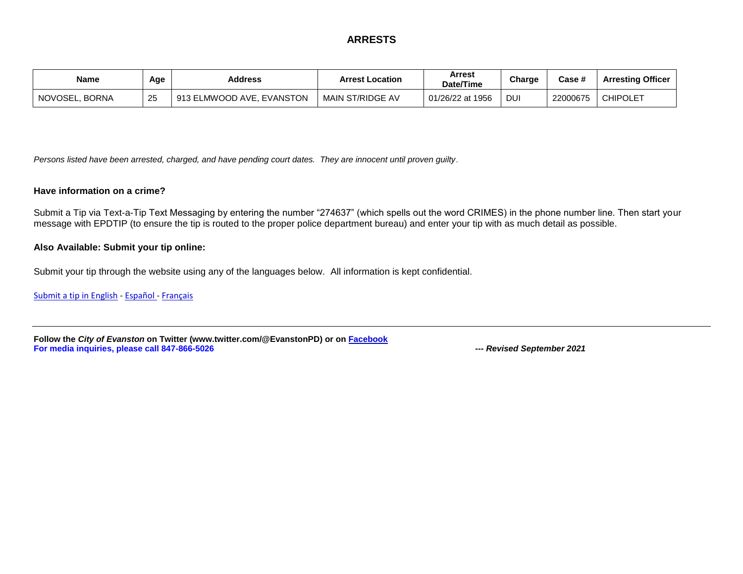## ARRESTS

| Name | Age | Address | Arrest Location | Arrest Date/Time | Charge | Case # | Arresting Officer |
|---|---|---|---|---|---|---|---|
| NOVOSEL, BORNA | 25 | 913 ELMWOOD AVE, EVANSTON | MAIN ST/RIDGE AV | 01/26/22 at 1956 | DUI | 22000675 | CHIPOLET |

*Persons listed have been arrested, charged, and have pending court dates. They are innocent until proven guilty*.

**Have information on a crime?**

Submit a Tip via Text-a-Tip Text Messaging by entering the number "274637" (which spells out the word CRIMES) in the phone number line. Then start your message with EPDTIP (to ensure the tip is routed to the proper police department bureau) and enter your tip with as much detail as possible.

**Also Available: Submit your tip online:**

Submit your tip through the website using any of the languages below. All information is kept confidential.

Submit a tip in English - Español - Français

---

**Follow the *City of Evanston* on Twitter (www.twitter.com/@EvanstonPD) or on Facebook**
**For media inquiries, please call 847-866-5026** ***--- Revised September 2021***